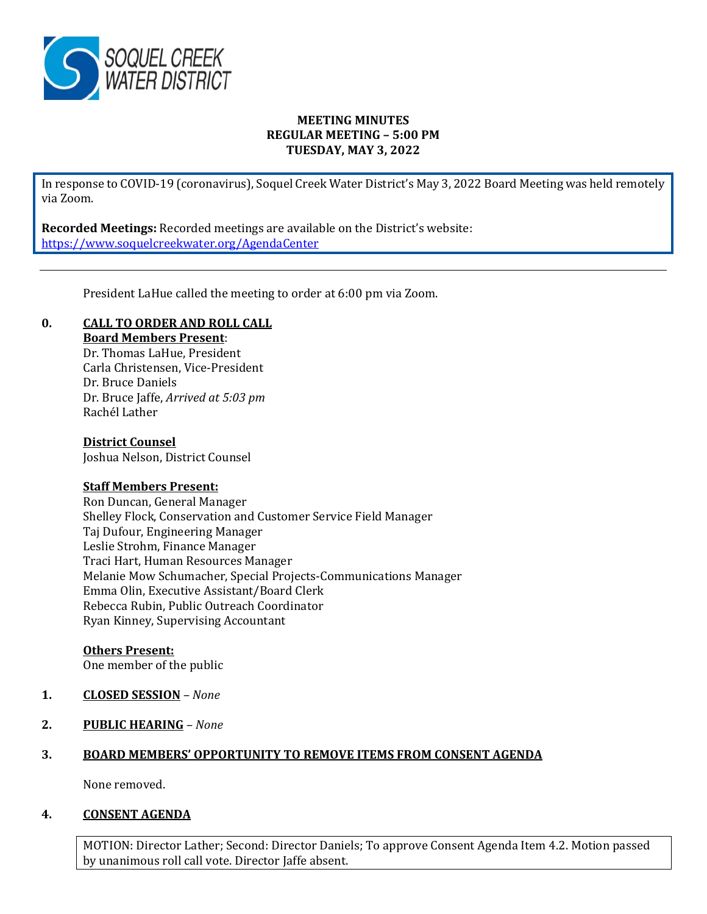**MEETING MINUTES**
**REGULAR MEETING – 5:00 PM**
**TUESDAY, MAY 3, 2022**

In response to COVID-19 (coronavirus), Soquel Creek Water District's May 3, 2022 Board Meeting was held remotely via Zoom.

**Recorded Meetings:** Recorded meetings are available on the District's website: https://www.soquelcreekwater.org/AgendaCenter

---

President LaHue called the meeting to order at 6:00 pm via Zoom.

**0. CALL TO ORDER AND ROLL CALL**

**Board Members Present**:
Dr. Thomas LaHue, President
Carla Christensen, Vice-President
Dr. Bruce Daniels
Dr. Bruce Jaffe, *Arrived at 5:03 pm*
Rachél Lather

**District Counsel**
Joshua Nelson, District Counsel

**Staff Members Present:**
Ron Duncan, General Manager
Shelley Flock, Conservation and Customer Service Field Manager
Taj Dufour, Engineering Manager
Leslie Strohm, Finance Manager
Traci Hart, Human Resources Manager
Melanie Mow Schumacher, Special Projects-Communications Manager
Emma Olin, Executive Assistant/Board Clerk
Rebecca Rubin, Public Outreach Coordinator
Ryan Kinney, Supervising Accountant

**Others Present:**
One member of the public

**1. CLOSED SESSION** – *None*

**2. PUBLIC HEARING** – *None*

**3. BOARD MEMBERS' OPPORTUNITY TO REMOVE ITEMS FROM CONSENT AGENDA**

None removed.

**4. CONSENT AGENDA**

MOTION: Director Lather; Second: Director Daniels; To approve Consent Agenda Item 4.2. Motion passed by unanimous roll call vote. Director Jaffe absent.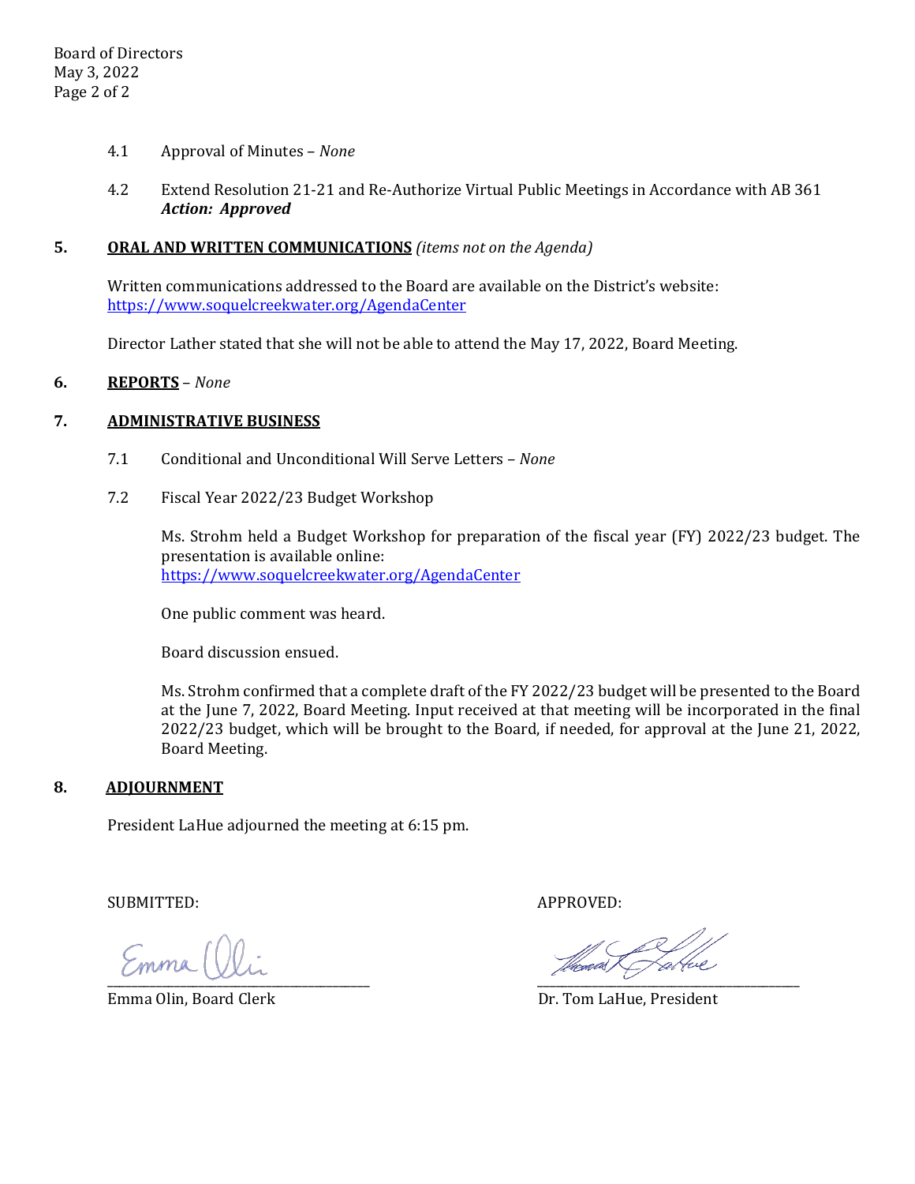4.1 Approval of Minutes – *None*

4.2 Extend Resolution 21-21 and Re-Authorize Virtual Public Meetings in Accordance with AB 361
***Action: Approved***

## 5. ORAL AND WRITTEN COMMUNICATIONS *(items not on the Agenda)*

Written communications addressed to the Board are available on the District's website:
https://www.soquelcreekwater.org/AgendaCenter

Director Lather stated that she will not be able to attend the May 17, 2022, Board Meeting.

## 6. REPORTS – *None*

## 7. ADMINISTRATIVE BUSINESS

7.1 Conditional and Unconditional Will Serve Letters – *None*

7.2 Fiscal Year 2022/23 Budget Workshop

Ms. Strohm held a Budget Workshop for preparation of the fiscal year (FY) 2022/23 budget. The presentation is available online:
https://www.soquelcreekwater.org/AgendaCenter

One public comment was heard.

Board discussion ensued.

Ms. Strohm confirmed that a complete draft of the FY 2022/23 budget will be presented to the Board at the June 7, 2022, Board Meeting. Input received at that meeting will be incorporated in the final 2022/23 budget, which will be brought to the Board, if needed, for approval at the June 21, 2022, Board Meeting.

## 8. ADJOURNMENT

President LaHue adjourned the meeting at 6:15 pm.

SUBMITTED:

Emma Olin, Board Clerk

APPROVED:

Dr. Tom LaHue, President